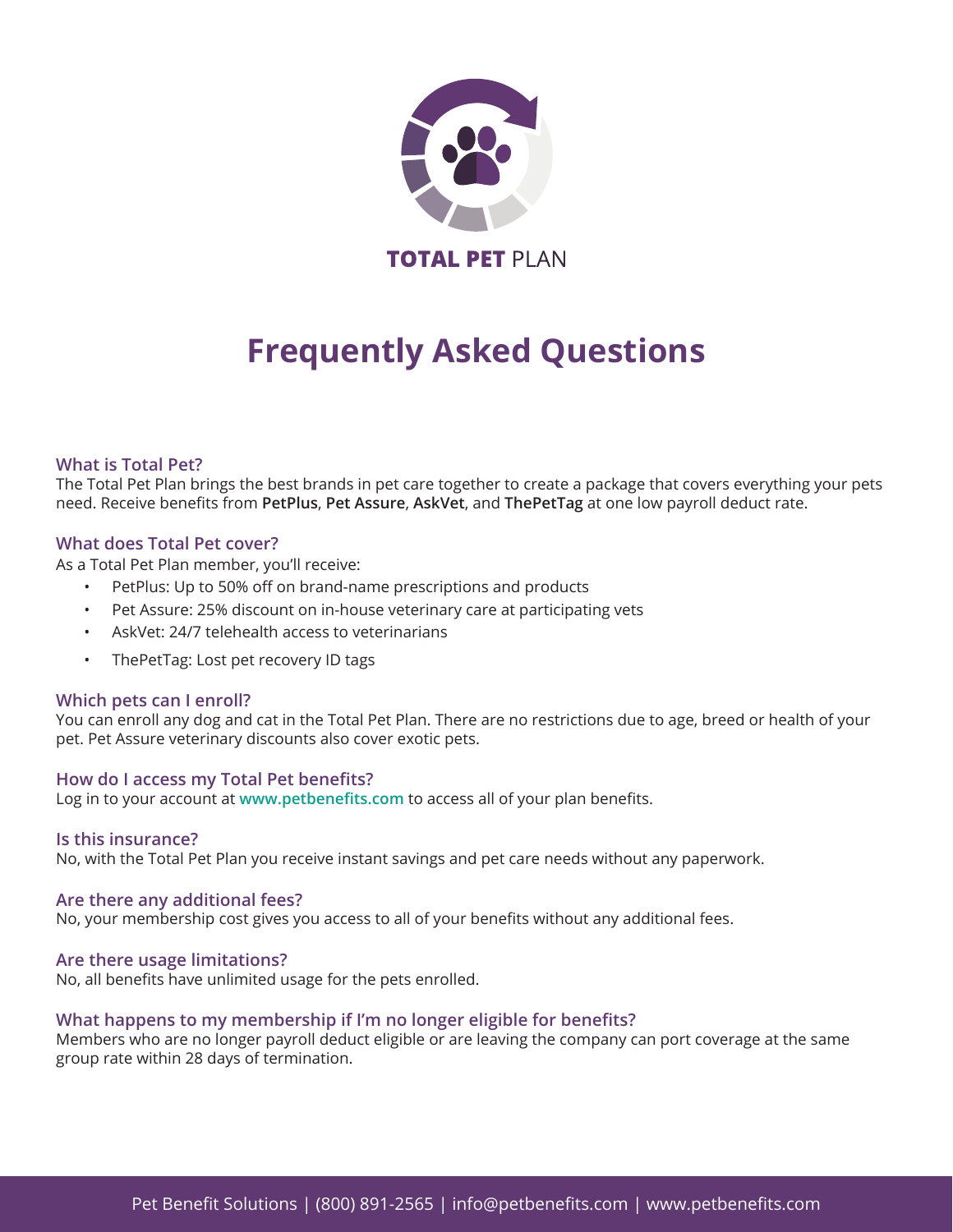**TOTAL PET** PLAN

# Frequently Asked Questions

### What is Total Pet?

The Total Pet Plan brings the best brands in pet care together to create a package that covers everything your pets need. Receive benefits from **PetPlus**, **Pet Assure**, **AskVet**, and **ThePetTag** at one low payroll deduct rate.

### What does Total Pet cover?

As a Total Pet Plan member, you'll receive:

- PetPlus: Up to 50% off on brand-name prescriptions and products
- Pet Assure: 25% discount on in-house veterinary care at participating vets
- AskVet: 24/7 telehealth access to veterinarians
- ThePetTag: Lost pet recovery ID tags

### Which pets can I enroll?

You can enroll any dog and cat in the Total Pet Plan. There are no restrictions due to age, breed or health of your pet. Pet Assure veterinary discounts also cover exotic pets.

### How do I access my Total Pet benefits?

Log in to your account at **www.petbenefits.com** to access all of your plan benefits.

### Is this insurance?

No, with the Total Pet Plan you receive instant savings and pet care needs without any paperwork.

### Are there any additional fees?

No, your membership cost gives you access to all of your benefits without any additional fees.

### Are there usage limitations?

No, all benefits have unlimited usage for the pets enrolled.

### What happens to my membership if I'm no longer eligible for benefits?

Members who are no longer payroll deduct eligible or are leaving the company can port coverage at the same group rate within 28 days of termination.

Pet Benefit Solutions | (800) 891-2565 | info@petbenefits.com | www.petbenefits.com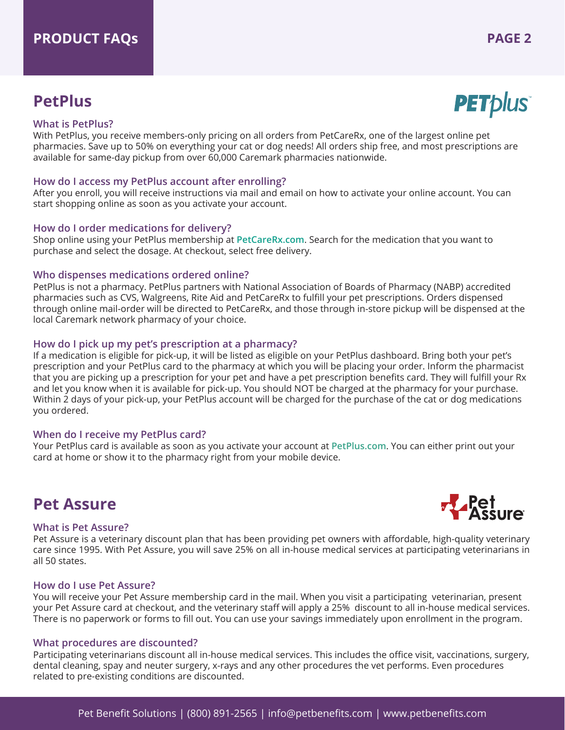## PetPlus

### What is PetPlus?

With PetPlus, you receive members-only pricing on all orders from PetCareRx, one of the largest online pet pharmacies. Save up to 50% on everything your cat or dog needs! All orders ship free, and most prescriptions are available for same-day pickup from over 60,000 Caremark pharmacies nationwide.

### How do I access my PetPlus account after enrolling?

After you enroll, you will receive instructions via mail and email on how to activate your online account. You can start shopping online as soon as you activate your account.

### How do I order medications for delivery?

Shop online using your PetPlus membership at **PetCareRx.com**. Search for the medication that you want to purchase and select the dosage. At checkout, select free delivery.

### Who dispenses medications ordered online?

PetPlus is not a pharmacy. PetPlus partners with National Association of Boards of Pharmacy (NABP) accredited pharmacies such as CVS, Walgreens, Rite Aid and PetCareRx to fulfill your pet prescriptions. Orders dispensed through online mail-order will be directed to PetCareRx, and those through in-store pickup will be dispensed at the local Caremark network pharmacy of your choice.

### How do I pick up my pet's prescription at a pharmacy?

If a medication is eligible for pick-up, it will be listed as eligible on your PetPlus dashboard. Bring both your pet's prescription and your PetPlus card to the pharmacy at which you will be placing your order. Inform the pharmacist that you are picking up a prescription for your pet and have a pet prescription benefits card. They will fulfill your Rx and let you know when it is available for pick-up. You should NOT be charged at the pharmacy for your purchase. Within 2 days of your pick-up, your PetPlus account will be charged for the purchase of the cat or dog medications you ordered.

### When do I receive my PetPlus card?

Your PetPlus card is available as soon as you activate your account at **PetPlus.com**. You can either print out your card at home or show it to the pharmacy right from your mobile device.

## Pet Assure

### What is Pet Assure?

Pet Assure is a veterinary discount plan that has been providing pet owners with affordable, high-quality veterinary care since 1995. With Pet Assure, you will save 25% on all in-house medical services at participating veterinarians in all 50 states.

### How do I use Pet Assure?

You will receive your Pet Assure membership card in the mail. When you visit a participating veterinarian, present your Pet Assure card at checkout, and the veterinary staff will apply a 25% discount to all in-house medical services. There is no paperwork or forms to fill out. You can use your savings immediately upon enrollment in the program.

### What procedures are discounted?

Participating veterinarians discount all in-house medical services. This includes the office visit, vaccinations, surgery, dental cleaning, spay and neuter surgery, x-rays and any other procedures the vet performs. Even procedures related to pre-existing conditions are discounted.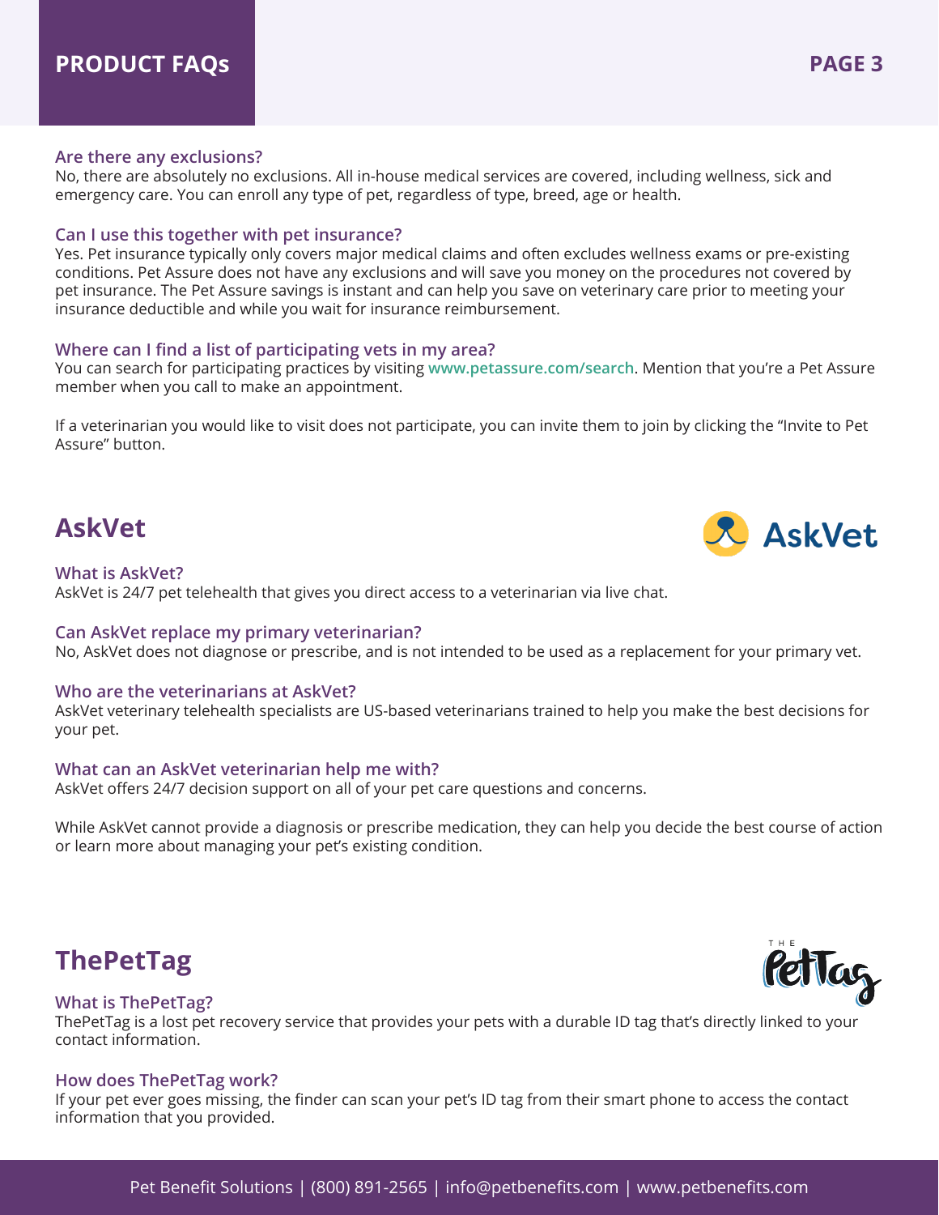**Are there any exclusions?**
No, there are absolutely no exclusions. All in-house medical services are covered, including wellness, sick and emergency care. You can enroll any type of pet, regardless of type, breed, age or health.

**Can I use this together with pet insurance?**
Yes. Pet insurance typically only covers major medical claims and often excludes wellness exams or pre-existing conditions. Pet Assure does not have any exclusions and will save you money on the procedures not covered by pet insurance. The Pet Assure savings is instant and can help you save on veterinary care prior to meeting your insurance deductible and while you wait for insurance reimbursement.

**Where can I find a list of participating vets in my area?**
You can search for participating practices by visiting www.petassure.com/search. Mention that you're a Pet Assure member when you call to make an appointment.

If a veterinarian you would like to visit does not participate, you can invite them to join by clicking the "Invite to Pet Assure" button.

## AskVet

**What is AskVet?**
AskVet is 24/7 pet telehealth that gives you direct access to a veterinarian via live chat.

**Can AskVet replace my primary veterinarian?**
No, AskVet does not diagnose or prescribe, and is not intended to be used as a replacement for your primary vet.

**Who are the veterinarians at AskVet?**
AskVet veterinary telehealth specialists are US-based veterinarians trained to help you make the best decisions for your pet.

**What can an AskVet veterinarian help me with?**
AskVet offers 24/7 decision support on all of your pet care questions and concerns.

While AskVet cannot provide a diagnosis or prescribe medication, they can help you decide the best course of action or learn more about managing your pet's existing condition.

## ThePetTag

**What is ThePetTag?**
ThePetTag is a lost pet recovery service that provides your pets with a durable ID tag that's directly linked to your contact information.

**How does ThePetTag work?**
If your pet ever goes missing, the finder can scan your pet's ID tag from their smart phone to access the contact information that you provided.

Pet Benefit Solutions | (800) 891-2565 | info@petbenefits.com | www.petbenefits.com